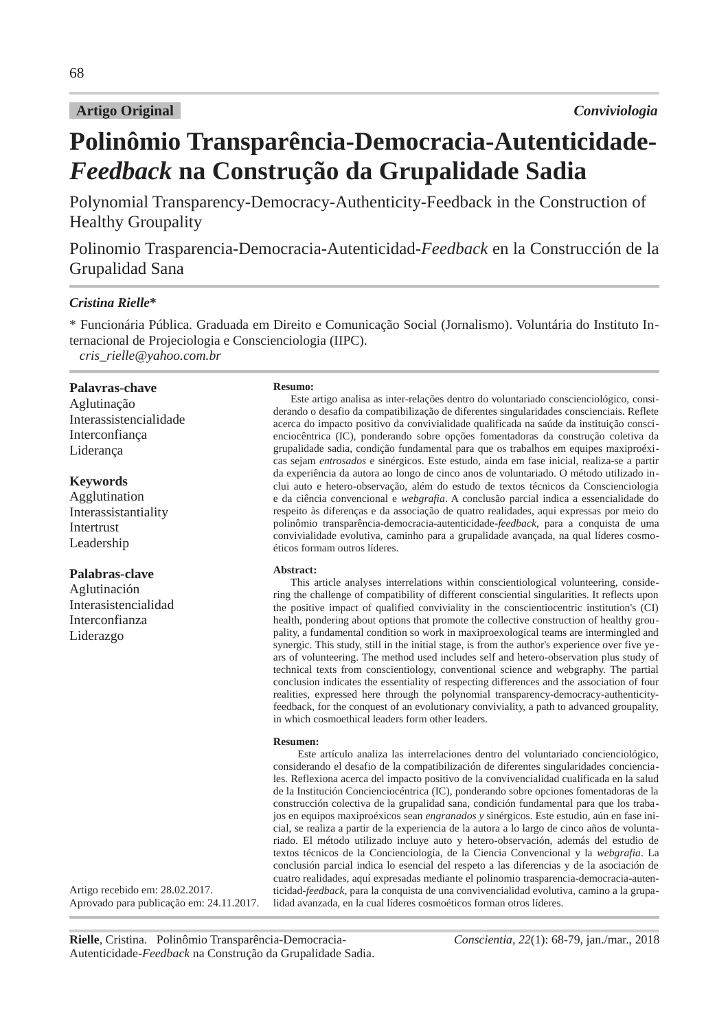**Artigo Original** *Conviviologia*

# Polinômio Transparência-Democracia-Autenticidade-*Feedback* na Construção da Grupalidade Sadia

Polynomial Transparency-Democracy-Authenticity-Feedback in the Construction of Healthy Groupality

Polinomio Trasparencia-Democracia-Autenticidad-*Feedback* en la Construcción de la Grupalidad Sana

***Cristina Rielle****

\* Funcionária Pública. Graduada em Direito e Comunicação Social (Jornalismo). Voluntária do Instituto Internacional de Projeciologia e Conscienciologia (IIPC).
*cris_rielle@yahoo.com.br*

**Palavras-chave**
Aglutinação
Interassistencialidade
Interconfiança
Liderança

**Keywords**
Agglutination
Interassistantiality
Intertrust
Leadership

**Palabras-clave**
Aglutinación
Interasistencialidad
Interconfianza
Liderazgo

**Resumo:**

Este artigo analisa as inter-relações dentro do voluntariado conscienciológico, considerando o desafio da compatibilização de diferentes singularidades conscienciais. Reflete acerca do impacto positivo da convivialidade qualificada na saúde da instituição conscienciocêntrica (IC), ponderando sobre opções fomentadoras da construção coletiva da grupalidade sadia, condição fundamental para que os trabalhos em equipes maxiproéxicas sejam *entrosados* e sinérgicos. Este estudo, ainda em fase inicial, realiza-se a partir da experiência da autora ao longo de cinco anos de voluntariado. O método utilizado inclui auto e hetero-observação, além do estudo de textos técnicos da Conscienciologia e da ciência convencional e *webgrafia*. A conclusão parcial indica a essencialidade do respeito às diferenças e da associação de quatro realidades, aqui expressas por meio do polinômio transparência-democracia-autenticidade-*feedback*, para a conquista de uma convivialidade evolutiva, caminho para a grupalidade avançada, na qual líderes cosmoéticos formam outros líderes.

**Abstract:**

This article analyses interrelations within conscientiological volunteering, considering the challenge of compatibility of different consciential singularities. It reflects upon the positive impact of qualified conviviality in the conscientiocentric institution's (CI) health, pondering about options that promote the collective construction of healthy groupality, a fundamental condition so work in maxiproexological teams are intermingled and synergic. This study, still in the initial stage, is from the author's experience over five years of volunteering. The method used includes self and hetero-observation plus study of technical texts from conscientiology, conventional science and webgraphy. The partial conclusion indicates the essentiality of respecting differences and the association of four realities, expressed here through the polynomial transparency-democracy-authenticity-feedback, for the conquest of an evolutionary conviviality, a path to advanced groupality, in which cosmoethical leaders form other leaders.

**Resumen:**

Este artículo analiza las interrelaciones dentro del voluntariado conciencilógico, considerando el desafío de la compatibilización de diferentes singularidades conciencia­les. Reflexiona acerca del impacto positivo de la convivencialidad cualificada en la salud de la Institución Concienciocéntrica (IC), ponderando sobre opciones fomentadoras de la construcción colectiva de la grupalidad sana, condición fundamental para que los trabajos en equipos maxiproéxicos sean *engranados y* sinérgicos. Este estudio, aún en fase inicial, se realiza a partir de la experiencia de la autora a lo largo de cinco años de voluntariado. El método utilizado incluye auto y hetero-observación, además del estudio de textos técnicos de la Conciencioogía, de la Ciencia Convencional y la *webgrafia*. La conclusión parcial indica lo esencial del respeto a las diferencias y de la asociación de cuatro realidades, aquí expresadas mediante el polinomio trasparencia-democracia-autenticidad-*feedback*, para la conquista de una convivencialidad evolutiva, camino a la grupalidad avanzada, en la cual líderes cosmoéticos forman otros líderes.

Artigo recebido em: 28.02.2017.
Aprovado para publicação em: 24.11.2017.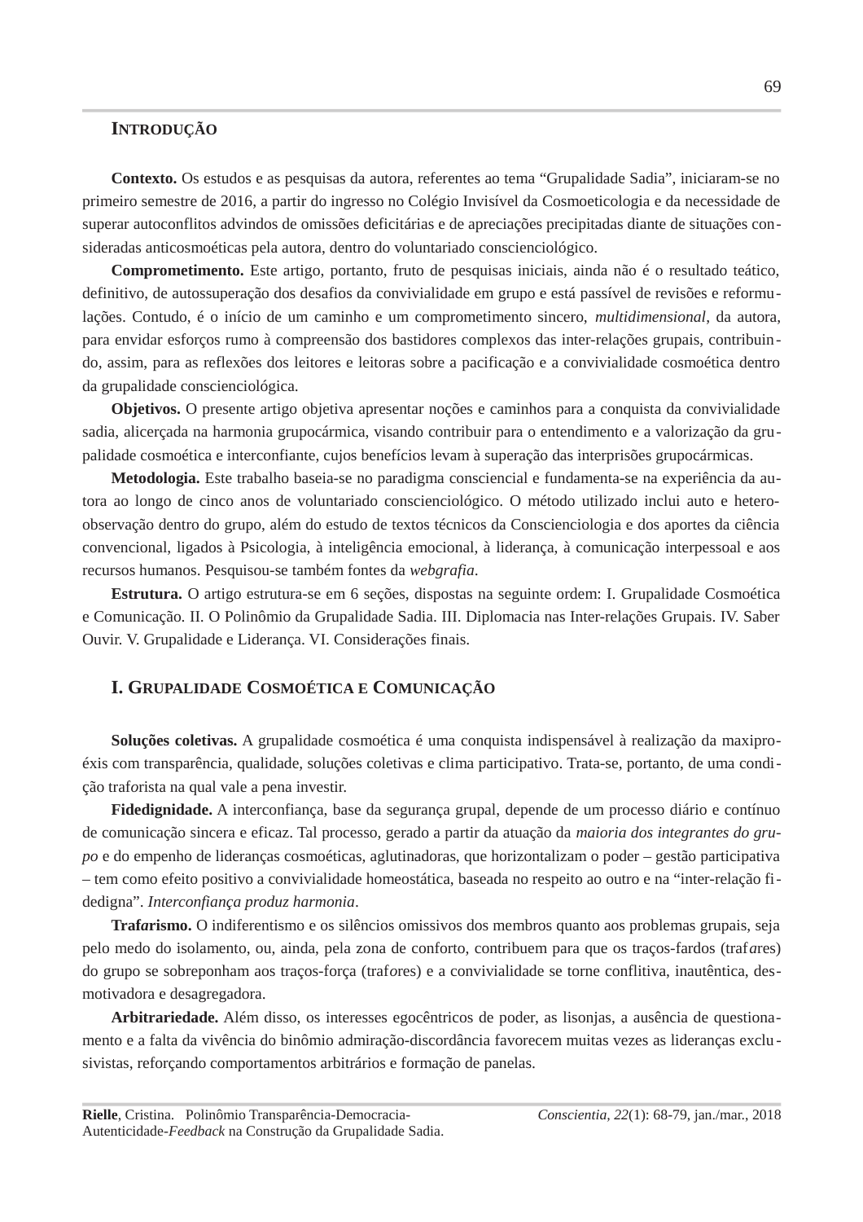## INTRODUÇÃO

**Contexto.** Os estudos e as pesquisas da autora, referentes ao tema "Grupalidade Sadia", iniciaram-se no primeiro semestre de 2016, a partir do ingresso no Colégio Invisível da Cosmoeticologia e da necessidade de superar autoconflitos advindos de omissões deficitárias e de apreciações precipitadas diante de situações consideradas anticosmoéticas pela autora, dentro do voluntariado conscienciológico.

**Comprometimento.** Este artigo, portanto, fruto de pesquisas iniciais, ainda não é o resultado teático, definitivo, de autossuperação dos desafios da convivialidade em grupo e está passível de revisões e reformulações. Contudo, é o início de um caminho e um comprometimento sincero, *multidimensional*, da autora, para envidar esforços rumo à compreensão dos bastidores complexos das inter-relações grupais, contribuindo, assim, para as reflexões dos leitores e leitoras sobre a pacificação e a convivialidade cosmoética dentro da grupalidade conscienciológica.

**Objetivos.** O presente artigo objetiva apresentar noções e caminhos para a conquista da convivialidade sadia, alicerçada na harmonia grupocármica, visando contribuir para o entendimento e a valorização da grupalidade cosmoética e interconfiante, cujos benefícios levam à superação das interprisões grupocármicas.

**Metodologia.** Este trabalho baseia-se no paradigma consciencial e fundamenta-se na experiência da autora ao longo de cinco anos de voluntariado conscienciológico. O método utilizado inclui auto e hetero-observação dentro do grupo, além do estudo de textos técnicos da Conscienciologia e dos aportes da ciência convencional, ligados à Psicologia, à inteligência emocional, à liderança, à comunicação interpessoal e aos recursos humanos. Pesquisou-se também fontes da *webgrafia*.

**Estrutura.** O artigo estrutura-se em 6 seções, dispostas na seguinte ordem: I. Grupalidade Cosmoética e Comunicação. II. O Polinômio da Grupalidade Sadia. III. Diplomacia nas Inter-relações Grupais. IV. Saber Ouvir. V. Grupalidade e Liderança. VI. Considerações finais.

## I. GRUPALIDADE COSMOÉTICA E COMUNICAÇÃO

**Soluções coletivas.** A grupalidade cosmoética é uma conquista indispensável à realização da maxiproéxis com transparência, qualidade, soluções coletivas e clima participativo. Trata-se, portanto, de uma condição traforista na qual vale a pena investir.

**Fidedignidade.** A interconfiança, base da segurança grupal, depende de um processo diário e contínuo de comunicação sincera e eficaz. Tal processo, gerado a partir da atuação da *maioria dos integrantes do grupo* e do empenho de lideranças cosmoéticas, aglutinadoras, que horizontalizam o poder – gestão participativa – tem como efeito positivo a convivialidade homeostática, baseada no respeito ao outro e na "inter-relação fidedigna". *Interconfiança produz harmonia*.

**Traf*a*rismo.** O indiferentismo e os silêncios omissivos dos membros quanto aos problemas grupais, seja pelo medo do isolamento, ou, ainda, pela zona de conforto, contribuem para que os traços-fardos (traf*a*res) do grupo se sobreponham aos traços-força (traf*o*res) e a convivialidade se torne conflitiva, inautêntica, desmotivadora e desagregadora.

**Arbitrariedade.** Além disso, os interesses egocêntricos de poder, as lisonjas, a ausência de questionamento e a falta da vivência do binômio admiração-discordância favorecem muitas vezes as lideranças exclusivistas, reforçando comportamentos arbitrários e formação de panelas.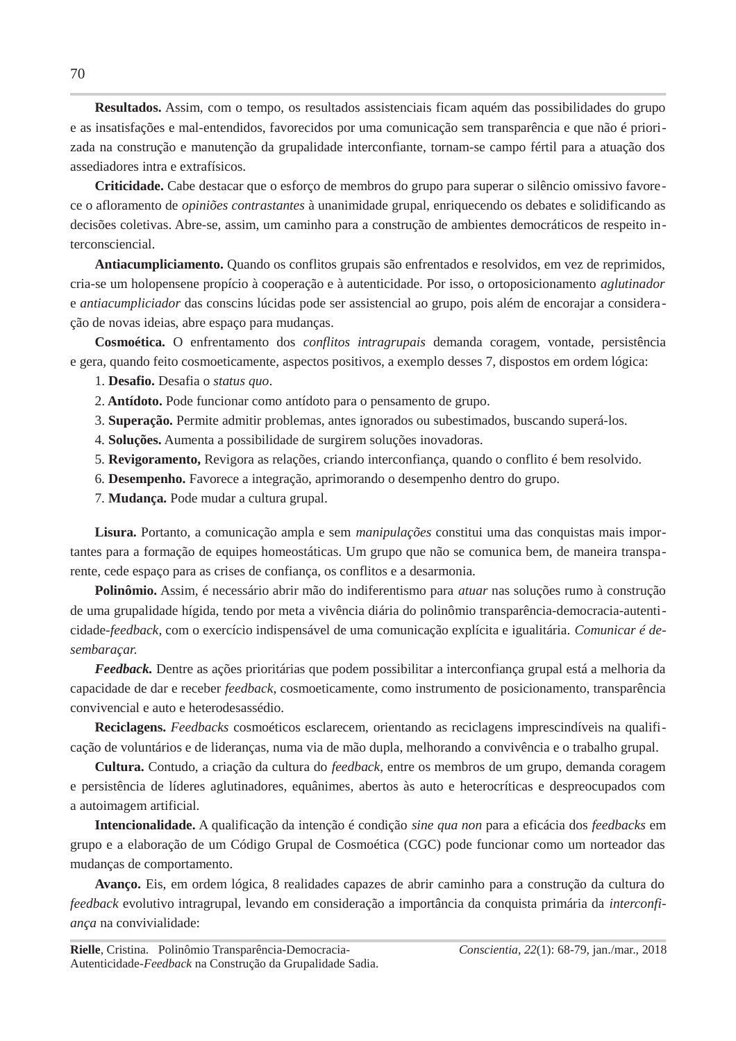**Resultados.** Assim, com o tempo, os resultados assistenciais ficam aquém das possibilidades do grupo e as insatisfações e mal-entendidos, favorecidos por uma comunicação sem transparência e que não é priorizada na construção e manutenção da grupalidade interconfiante, tornam-se campo fértil para a atuação dos assediadores intra e extrafísicos.

**Criticidade.** Cabe destacar que o esforço de membros do grupo para superar o silêncio omissivo favorece o afloramento de *opiniões contrastantes* à unanimidade grupal, enriquecendo os debates e solidificando as decisões coletivas. Abre-se, assim, um caminho para a construção de ambientes democráticos de respeito interconsciencial.

**Antiacumpliciamento.** Quando os conflitos grupais são enfrentados e resolvidos, em vez de reprimidos, cria-se um holopensene propício à cooperação e à autenticidade. Por isso, o ortoposicionamento *aglutinador* e *antiacumpliciador* das conscins lúcidas pode ser assistencial ao grupo, pois além de encorajar a consideração de novas ideias, abre espaço para mudanças.

**Cosmoética.** O enfrentamento dos *conflitos intragrupais* demanda coragem, vontade, persistência e gera, quando feito cosmoeticamente, aspectos positivos, a exemplo desses 7, dispostos em ordem lógica:

1. **Desafio.** Desafia o *status quo*.
2. **Antídoto.** Pode funcionar como antídoto para o pensamento de grupo.
3. **Superação.** Permite admitir problemas, antes ignorados ou subestimados, buscando superá-los.
4. **Soluções.** Aumenta a possibilidade de surgirem soluções inovadoras.
5. **Revigoramento,** Revigora as relações, criando interconfiança, quando o conflito é bem resolvido.
6. **Desempenho.** Favorece a integração, aprimorando o desempenho dentro do grupo.
7. **Mudança.** Pode mudar a cultura grupal.

**Lisura.** Portanto, a comunicação ampla e sem *manipulações* constitui uma das conquistas mais importantes para a formação de equipes homeostáticas. Um grupo que não se comunica bem, de maneira transparente, cede espaço para as crises de confiança, os conflitos e a desarmonia.

**Polinômio.** Assim, é necessário abrir mão do indiferentismo para *atuar* nas soluções rumo à construção de uma grupalidade hígida, tendo por meta a vivência diária do polinômio transparência-democracia-autenticidade-*feedback*, com o exercício indispensável de uma comunicação explícita e igualitária. *Comunicar é desembaraçar.*

***Feedback.*** Dentre as ações prioritárias que podem possibilitar a interconfiança grupal está a melhoria da capacidade de dar e receber *feedback*, cosmoeticamente, como instrumento de posicionamento, transparência convivencial e auto e heterodesassédio.

**Reciclagens.** *Feedbacks* cosmoéticos esclarecem, orientando as reciclagens imprescindíveis na qualificação de voluntários e de lideranças, numa via de mão dupla, melhorando a convivência e o trabalho grupal.

**Cultura.** Contudo, a criação da cultura do *feedback*, entre os membros de um grupo, demanda coragem e persistência de líderes aglutinadores, equânimes, abertos às auto e heterocríticas e despreocupados com a autoimagem artificial.

**Intencionalidade.** A qualificação da intenção é condição *sine qua non* para a eficácia dos *feedbacks* em grupo e a elaboração de um Código Grupal de Cosmoética (CGC) pode funcionar como um norteador das mudanças de comportamento.

**Avanço.** Eis, em ordem lógica, 8 realidades capazes de abrir caminho para a construção da cultura do *feedback* evolutivo intragrupal, levando em consideração a importância da conquista primária da *interconfiança* na convivialidade: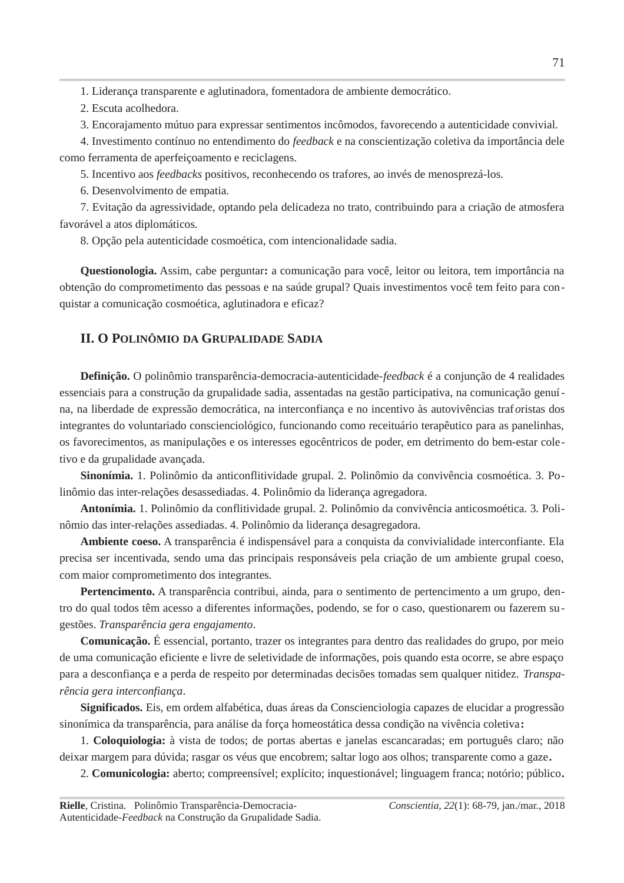1. Liderança transparente e aglutinadora, fomentadora de ambiente democrático.

2. Escuta acolhedora.

3. Encorajamento mútuo para expressar sentimentos incômodos, favorecendo a autenticidade convivial.

4. Investimento contínuo no entendimento do *feedback* e na conscientização coletiva da importância dele como ferramenta de aperfeiçoamento e reciclagens.

5. Incentivo aos *feedbacks* positivos, reconhecendo os traf*o*res, ao invés de menosprezá-los.

6. Desenvolvimento de empatia.

7. Evitação da agressividade, optando pela delicadeza no trato, contribuindo para a criação de atmosfera favorável a atos diplomáticos.

8. Opção pela autenticidade cosmoética, com intencionalidade sadia.

**Questionologia.** Assim, cabe perguntar**:** a comunicação para você, leitor ou leitora, tem importância na obtenção do comprometimento das pessoas e na saúde grupal? Quais investimentos você tem feito para conquistar a comunicação cosmoética, aglutinadora e eficaz?

## II. O Polinômio da Grupalidade Sadia

**Definição.** O polinômio transparência-democracia-autenticidade-*feedback* é a conjunção de 4 realidades essenciais para a construção da grupalidade sadia, assentadas na gestão participativa, na comunicação genuína, na liberdade de expressão democrática, na interconfiança e no incentivo às autovivências traf*o*ristas dos integrantes do voluntariado conscienciológico, funcionando como receituário terapêutico para as panelinhas, os favorecimentos, as manipulações e os interesses egocêntricos de poder, em detrimento do bem-estar coletivo e da grupalidade avançada.

**Sinonímia.** 1. Polinômio da anticonflitividade grupal. 2. Polinômio da convivência cosmoética. 3. Polinômio das inter-relações desassediadas. 4. Polinômio da liderança agregadora.

**Antonímia.** 1. Polinômio da conflitividade grupal. 2. Polinômio da convivência anticosmoética. 3. Polinômio das inter-relações assediadas. 4. Polinômio da liderança desagregadora.

**Ambiente coeso.** A transparência é indispensável para a conquista da convivialidade interconfiante. Ela precisa ser incentivada, sendo uma das principais responsáveis pela criação de um ambiente grupal coeso, com maior comprometimento dos integrantes.

**Pertencimento.** A transparência contribui, ainda, para o sentimento de pertencimento a um grupo, dentro do qual todos têm acesso a diferentes informações, podendo, se for o caso, questionarem ou fazerem sugestões. *Transparência gera engajamento*.

**Comunicação.** É essencial, portanto, trazer os integrantes para dentro das realidades do grupo, por meio de uma comunicação eficiente e livre de seletividade de informações, pois quando esta ocorre, se abre espaço para a desconfiança e a perda de respeito por determinadas decisões tomadas sem qualquer nitidez. *Transparência gera interconfiança*.

**Significados.** Eis, em ordem alfabética, duas áreas da Conscienciologia capazes de elucidar a progressão sinonímica da transparência, para análise da força homeostática dessa condição na vivência coletiva**:**

1. **Coloquiologia:** à vista de todos; de portas abertas e janelas escancaradas; em português claro; não deixar margem para dúvida; rasgar os véus que encobrem; saltar logo aos olhos; transparente como a gaze**.**

2. **Comunicologia:** aberto; compreensível; explícito; inquestionável; linguagem franca; notório; público**.**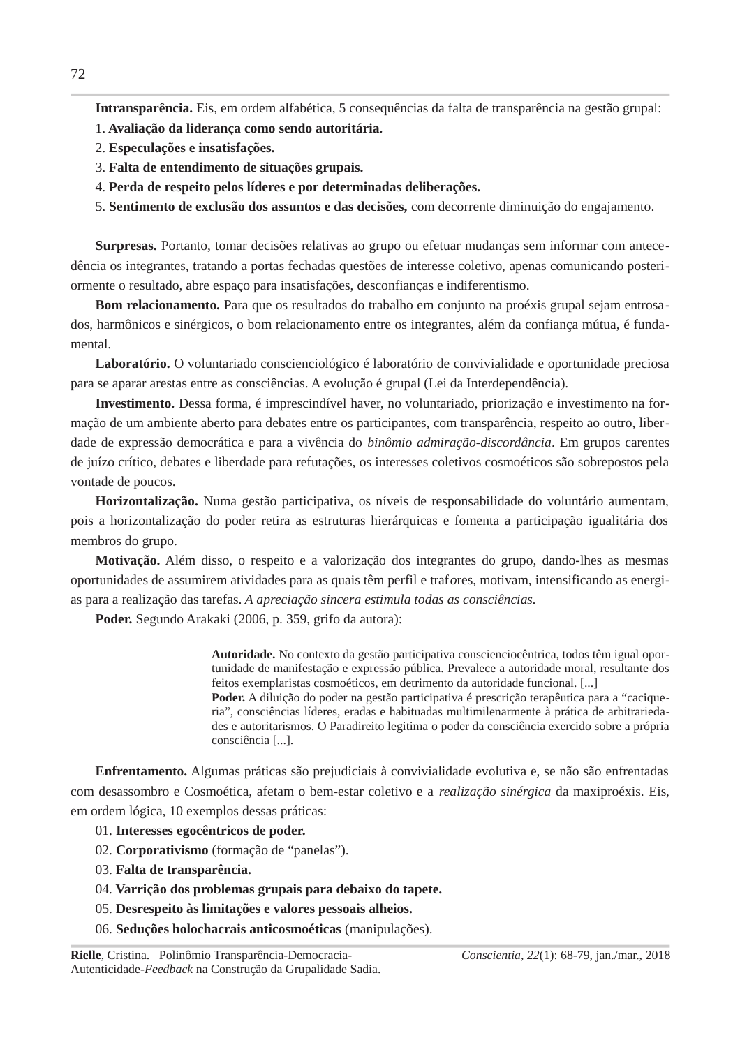**Intransparência.** Eis, em ordem alfabética, 5 consequências da falta de transparência na gestão grupal:

1. **Avaliação da liderança como sendo autoritária.**
2. **Especulações e insatisfações.**
3. **Falta de entendimento de situações grupais.**
4. **Perda de respeito pelos líderes e por determinadas deliberações.**
5. **Sentimento de exclusão dos assuntos e das decisões,** com decorrente diminuição do engajamento.

**Surpresas.** Portanto, tomar decisões relativas ao grupo ou efetuar mudanças sem informar com antecedência os integrantes, tratando a portas fechadas questões de interesse coletivo, apenas comunicando posteriormente o resultado, abre espaço para insatisfações, desconfianças e indiferentismo.

**Bom relacionamento.** Para que os resultados do trabalho em conjunto na proéxis grupal sejam entrosados, harmônicos e sinérgicos, o bom relacionamento entre os integrantes, além da confiança mútua, é fundamental.

**Laboratório.** O voluntariado conscienciológico é laboratório de convivialidade e oportunidade preciosa para se aparar arestas entre as consciências. A evolução é grupal (Lei da Interdependência).

**Investimento.** Dessa forma, é imprescindível haver, no voluntariado, priorização e investimento na formação de um ambiente aberto para debates entre os participantes, com transparência, respeito ao outro, liberdade de expressão democrática e para a vivência do *binômio admiração-discordância*. Em grupos carentes de juízo crítico, debates e liberdade para refutações, os interesses coletivos cosmoéticos são sobrepostos pela vontade de poucos.

**Horizontalização.** Numa gestão participativa, os níveis de responsabilidade do voluntário aumentam, pois a horizontalização do poder retira as estruturas hierárquicas e fomenta a participação igualitária dos membros do grupo.

**Motivação.** Além disso, o respeito e a valorização dos integrantes do grupo, dando-lhes as mesmas oportunidades de assumirem atividades para as quais têm perfil e traf*o*res, motivam, intensificando as energias para a realização das tarefas. *A apreciação sincera estimula todas as consciências.*

**Poder.** Segundo Arakaki (2006, p. 359, grifo da autora):

> **Autoridade.** No contexto da gestão participativa conscienciocêntrica, todos têm igual oportunidade de manifestação e expressão pública. Prevalece a autoridade moral, resultante dos feitos exemplaristas cosmoéticos, em detrimento da autoridade funcional. [...]
> **Poder.** A diluição do poder na gestão participativa é prescrição terapêutica para a "caciqueria", consciências líderes, eradas e habituadas multimilenarmente à prática de arbitrariedades e autoritarismos. O Paradireito legitima o poder da consciência exercido sobre a própria consciência [...].

**Enfrentamento.** Algumas práticas são prejudiciais à convivialidade evolutiva e, se não são enfrentadas com desassombro e Cosmoética, afetam o bem-estar coletivo e a *realização sinérgica* da maxiproéxis. Eis, em ordem lógica, 10 exemplos dessas práticas:

01. **Interesses egocêntricos de poder.**
02. **Corporativismo** (formação de "panelas").
03. **Falta de transparência.**
04. **Varrição dos problemas grupais para debaixo do tapete.**
05. **Desrespeito às limitações e valores pessoais alheios.**
06. **Seduções holochacrais anticosmoéticas** (manipulações).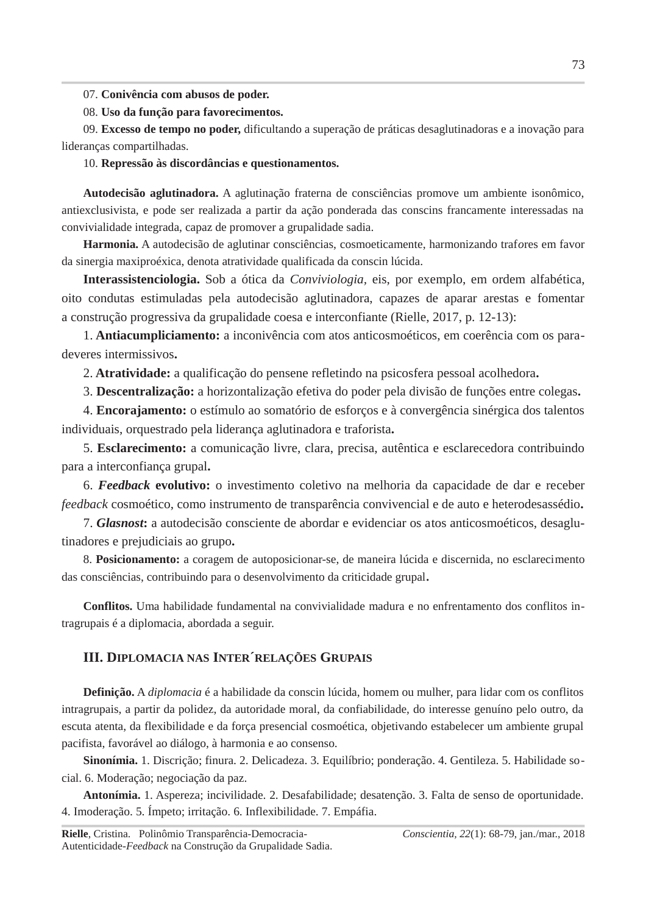07. **Conivência com abusos de poder.**

08. **Uso da função para favorecimentos.**

09. **Excesso de tempo no poder,** dificultando a superação de práticas desaglutinadoras e a inovação para lideranças compartilhadas.

10. **Repressão às discordâncias e questionamentos.**

**Autodecisão aglutinadora.** A aglutinação fraterna de consciências promove um ambiente isonômico, antiexclusivista, e pode ser realizada a partir da ação ponderada das conscins francamente interessadas na convivialidade integrada, capaz de promover a grupalidade sadia.

**Harmonia.** A autodecisão de aglutinar consciências, cosmoeticamente, harmonizando trafores em favor da sinergia maxiproéxica, denota atratividade qualificada da conscin lúcida.

**Interassistenciologia.** Sob a ótica da *Conviviologia*, eis, por exemplo, em ordem alfabética, oito condutas estimuladas pela autodecisão aglutinadora, capazes de aparar arestas e fomentar a construção progressiva da grupalidade coesa e interconfiante (Rielle, 2017, p. 12-13):

1. **Antiacumpliciamento:** a inconivência com atos anticosmoéticos, em coerência com os para-deveres intermissivos**.**

2. **Atratividade:** a qualificação do pensene refletindo na psicosfera pessoal acolhedora**.**

3. **Descentralização:** a horizontalização efetiva do poder pela divisão de funções entre colegas**.**

4. **Encorajamento:** o estímulo ao somatório de esforços e à convergência sinérgica dos talentos individuais, orquestrado pela liderança aglutinadora e traforista**.**

5. **Esclarecimento:** a comunicação livre, clara, precisa, autêntica e esclarecedora contribuindo para a interconfiança grupal**.**

6. ***Feedback* evolutivo:** o investimento coletivo na melhoria da capacidade de dar e receber *feedback* cosmoético, como instrumento de transparência convivencial e de auto e heterodesassédio**.**

7. ***Glasnost*:** a autodecisão consciente de abordar e evidenciar os atos anticosmoéticos, desaglutinadores e prejudiciais ao grupo**.**

8. **Posicionamento:** a coragem de autoposicionar-se, de maneira lúcida e discernida, no esclarecimento das consciências, contribuindo para o desenvolvimento da criticidade grupal**.**

**Conflitos.** Uma habilidade fundamental na convivialidade madura e no enfrentamento dos conflitos intragrupais é a diplomacia, abordada a seguir.

## III. Diplomacia nas Inter´relações Grupais

**Definição.** A *diplomacia* é a habilidade da conscin lúcida, homem ou mulher, para lidar com os conflitos intragrupais, a partir da polidez, da autoridade moral, da confiabilidade, do interesse genuíno pelo outro, da escuta atenta, da flexibilidade e da força presencial cosmoética, objetivando estabelecer um ambiente grupal pacifista, favorável ao diálogo, à harmonia e ao consenso.

**Sinonímia.** 1. Discrição; finura. 2. Delicadeza. 3. Equilíbrio; ponderação. 4. Gentileza. 5. Habilidade social. 6. Moderação; negociação da paz.

**Antonímia.** 1. Aspereza; incivilidade. 2. Desafabilidade; desatenção. 3. Falta de senso de oportunidade. 4. Imoderação. 5. Ímpeto; irritação. 6. Inflexibilidade. 7. Empáfia.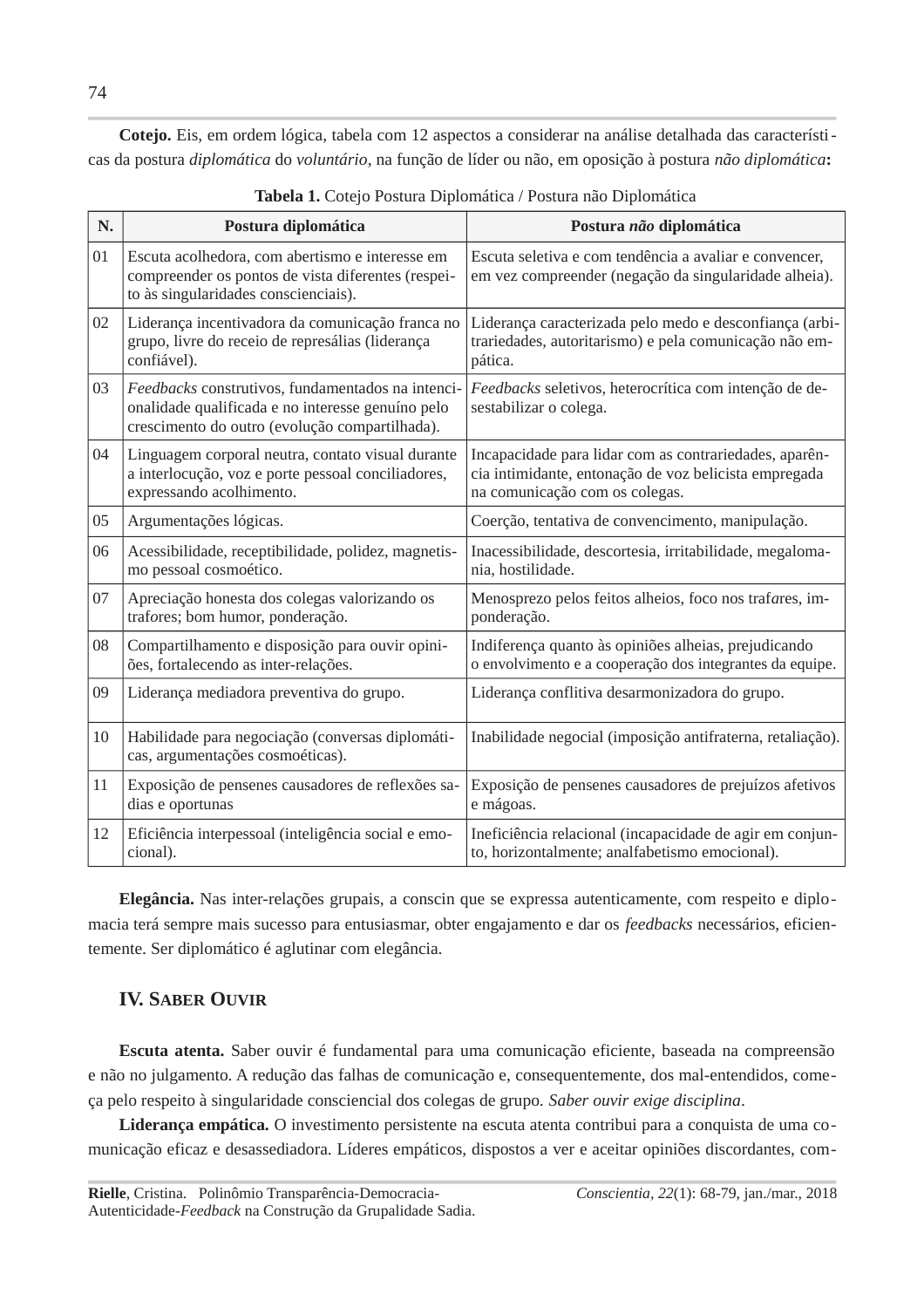**Cotejo.** Eis, em ordem lógica, tabela com 12 aspectos a considerar na análise detalhada das características da postura *diplomática* do *voluntário*, na função de líder ou não, em oposição à postura *não diplomática***:**

**Tabela 1.** Cotejo Postura Diplomática / Postura não Diplomática

| N. | Postura diplomática | Postura *não* diplomática |
|---|---|---|
| 01 | Escuta acolhedora, com abertismo e interesse em compreender os pontos de vista diferentes (respeito às singularidades conscienciais). | Escuta seletiva e com tendência a avaliar e convencer, em vez compreender (negação da singularidade alheia). |
| 02 | Liderança incentivadora da comunicação franca no grupo, livre do receio de represálias (liderança confiável). | Liderança caracterizada pelo medo e desconfiança (arbitrariedades, autoritarismo) e pela comunicação não empática. |
| 03 | *Feedbacks* construtivos, fundamentados na intencionalidade qualificada e no interesse genuíno pelo crescimento do outro (evolução compartilhada). | *Feedbacks* seletivos, heterocrítica com intenção de desestabilizar o colega. |
| 04 | Linguagem corporal neutra, contato visual durante a interlocução, voz e porte pessoal conciliadores, expressando acolhimento. | Incapacidade para lidar com as contrariedades, aparência intimidante, entonação de voz belicista empregada na comunicação com os colegas. |
| 05 | Argumentações lógicas. | Coerção, tentativa de convencimento, manipulação. |
| 06 | Acessibilidade, receptibilidade, polidez, magnetismo pessoal cosmoético. | Inacessibilidade, descortesia, irritabilidade, megalomania, hostilidade. |
| 07 | Apreciação honesta dos colegas valorizando os trafores; bom humor, ponderação. | Menosprezo pelos feitos alheios, foco nos traf*a*res, imponderação. |
| 08 | Compartilhamento e disposição para ouvir opiniões, fortalecendo as inter-relações. | Indiferença quanto às opiniões alheias, prejudicando o envolvimento e a cooperação dos integrantes da equipe. |
| 09 | Liderança mediadora preventiva do grupo. | Liderança conflitiva desarmonizadora do grupo. |
| 10 | Habilidade para negociação (conversas diplomáticas, argumentações cosmoéticas). | Inabilidade negocial (imposição antifraterna, retaliação). |
| 11 | Exposição de pensenes causadores de reflexões sadias e oportunas | Exposição de pensenes causadores de prejuízos afetivos e mágoas. |
| 12 | Eficiência interpessoal (inteligência social e emocional). | Ineficiência relacional (incapacidade de agir em conjunto, horizontalmente; analfabetismo emocional). |

**Elegância.** Nas inter-relações grupais, a conscin que se expressa autenticamente, com respeito e diplomacia terá sempre mais sucesso para entusiasmar, obter engajamento e dar os *feedbacks* necessários, eficientemente. Ser diplomático é aglutinar com elegância.

## IV. Saber Ouvir

**Escuta atenta.** Saber ouvir é fundamental para uma comunicação eficiente, baseada na compreensão e não no julgamento. A redução das falhas de comunicação e, consequentemente, dos mal-entendidos, começa pelo respeito à singularidade consciencial dos colegas de grupo. *Saber ouvir exige disciplina*.

**Liderança empática.** O investimento persistente na escuta atenta contribui para a conquista de uma comunicação eficaz e desassediadora. Líderes empáticos, dispostos a ver e aceitar opiniões discordantes, com-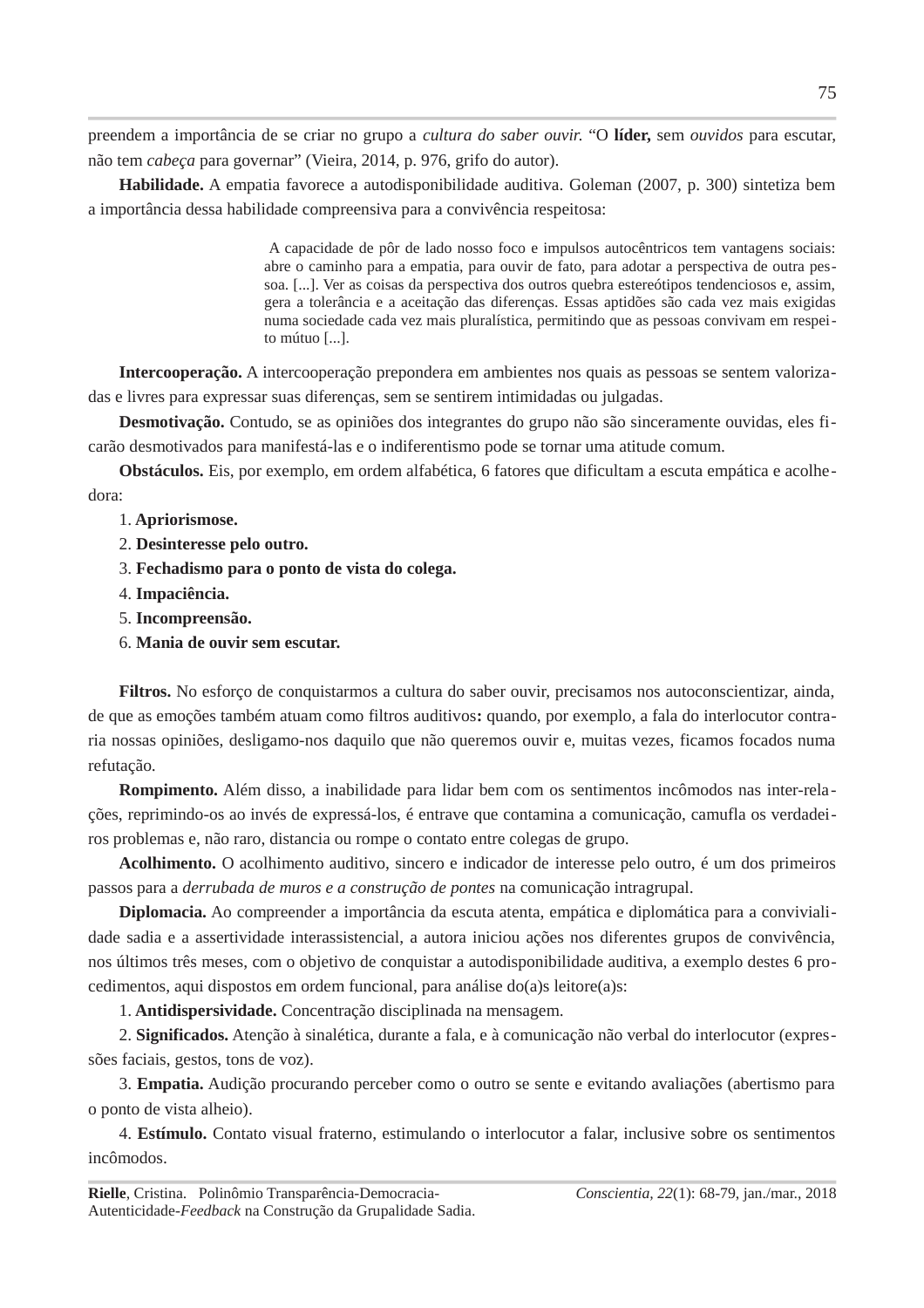preendem a importância de se criar no grupo a *cultura do saber ouvir.* "O **líder,** sem *ouvidos* para escutar, não tem *cabeça* para governar" (Vieira, 2014, p. 976, grifo do autor).

**Habilidade.** A empatia favorece a autodisponibilidade auditiva. Goleman (2007, p. 300) sintetiza bem a importância dessa habilidade compreensiva para a convivência respeitosa:

> A capacidade de pôr de lado nosso foco e impulsos autocêntricos tem vantagens sociais: abre o caminho para a empatia, para ouvir de fato, para adotar a perspectiva de outra pessoa. [...]. Ver as coisas da perspectiva dos outros quebra estereótipos tendenciosos e, assim, gera a tolerância e a aceitação das diferenças. Essas aptidões são cada vez mais exigidas numa sociedade cada vez mais pluralística, permitindo que as pessoas convivam em respeito mútuo [...].

**Intercooperação.** A intercooperação prepondera em ambientes nos quais as pessoas se sentem valorizadas e livres para expressar suas diferenças, sem se sentirem intimidadas ou julgadas.

**Desmotivação.** Contudo, se as opiniões dos integrantes do grupo não são sinceramente ouvidas, eles ficarão desmotivados para manifestá-las e o indiferentismo pode se tornar uma atitude comum.

**Obstáculos.** Eis, por exemplo, em ordem alfabética, 6 fatores que dificultam a escuta empática e acolhedora:

1. **Apriorismose.**
2. **Desinteresse pelo outro.**
3. **Fechadismo para o ponto de vista do colega.**
4. **Impaciência.**
5. **Incompreensão.**
6. **Mania de ouvir sem escutar.**

**Filtros.** No esforço de conquistarmos a cultura do saber ouvir, precisamos nos autoconscientizar, ainda, de que as emoções também atuam como filtros auditivos**:** quando, por exemplo, a fala do interlocutor contraria nossas opiniões, desligamo-nos daquilo que não queremos ouvir e, muitas vezes, ficamos focados numa refutação.

**Rompimento.** Além disso, a inabilidade para lidar bem com os sentimentos incômodos nas inter-relações, reprimindo-os ao invés de expressá-los, é entrave que contamina a comunicação, camufla os verdadeiros problemas e, não raro, distancia ou rompe o contato entre colegas de grupo.

**Acolhimento.** O acolhimento auditivo, sincero e indicador de interesse pelo outro, é um dos primeiros passos para a *derrubada de muros e a construção de pontes* na comunicação intragrupal.

**Diplomacia.** Ao compreender a importância da escuta atenta, empática e diplomática para a convivialidade sadia e a assertividade interassistencial, a autora iniciou ações nos diferentes grupos de convivência, nos últimos três meses, com o objetivo de conquistar a autodisponibilidade auditiva, a exemplo destes 6 procedimentos, aqui dispostos em ordem funcional, para análise do(a)s leitore(a)s:

1. **Antidispersividade.** Concentração disciplinada na mensagem.
2. **Significados.** Atenção à sinalética, durante a fala, e à comunicação não verbal do interlocutor (expressões faciais, gestos, tons de voz).
3. **Empatia.** Audição procurando perceber como o outro se sente e evitando avaliações (abertismo para o ponto de vista alheio).
4. **Estímulo.** Contato visual fraterno, estimulando o interlocutor a falar, inclusive sobre os sentimentos incômodos.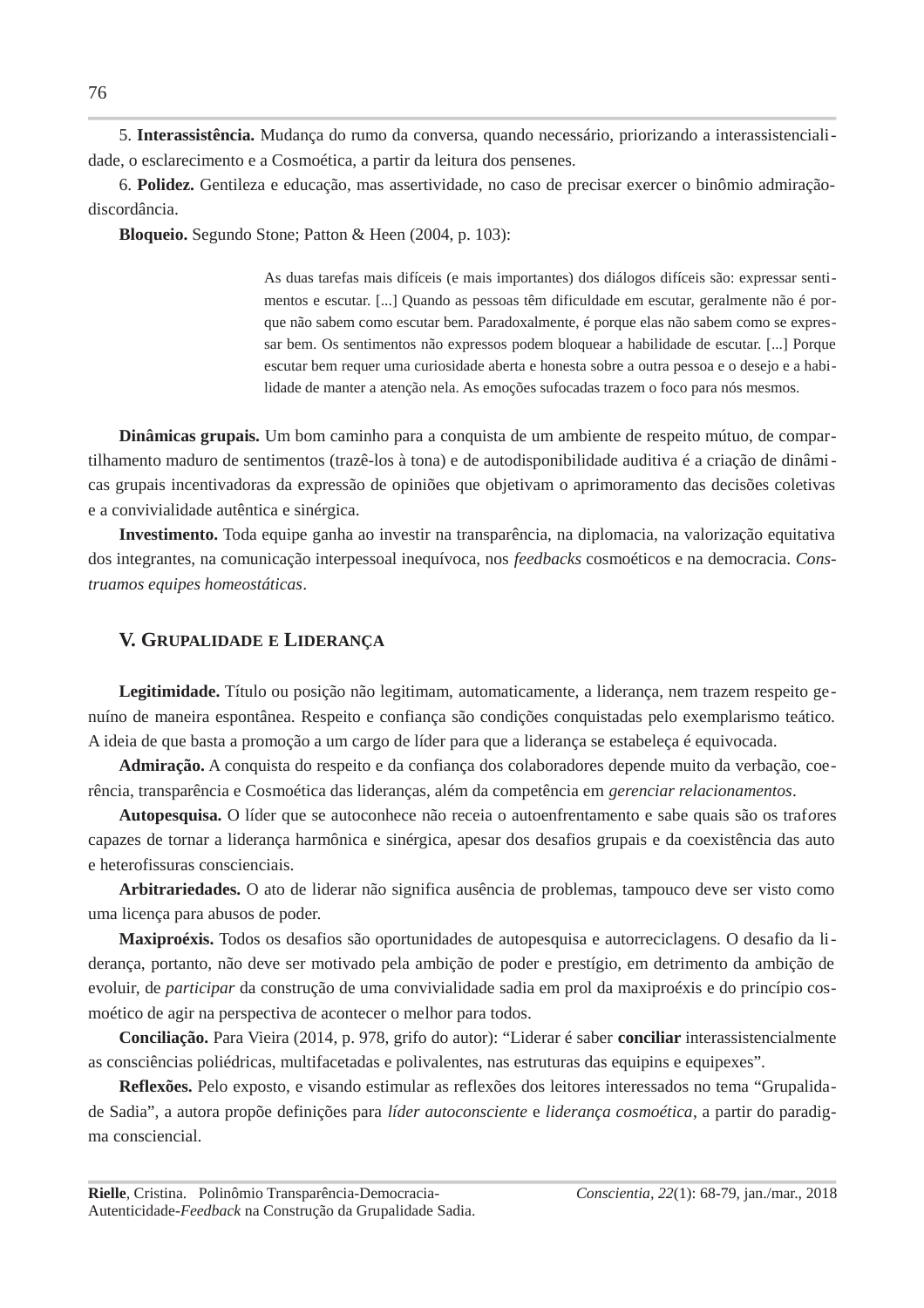5. **Interassistência.** Mudança do rumo da conversa, quando necessário, priorizando a interassistencialidade, o esclarecimento e a Cosmoética, a partir da leitura dos pensenes.

6. **Polidez.** Gentileza e educação, mas assertividade, no caso de precisar exercer o binômio admiração-discordância.

**Bloqueio.** Segundo Stone; Patton & Heen (2004, p. 103):

> As duas tarefas mais difíceis (e mais importantes) dos diálogos difíceis são: expressar sentimentos e escutar. [...] Quando as pessoas têm dificuldade em escutar, geralmente não é porque não sabem como escutar bem. Paradoxalmente, é porque elas não sabem como se expressar bem. Os sentimentos não expressos podem bloquear a habilidade de escutar. [...] Porque escutar bem requer uma curiosidade aberta e honesta sobre a outra pessoa e o desejo e a habilidade de manter a atenção nela. As emoções sufocadas trazem o foco para nós mesmos.

**Dinâmicas grupais.** Um bom caminho para a conquista de um ambiente de respeito mútuo, de compartilhamento maduro de sentimentos (trazê-los à tona) e de autodisponibilidade auditiva é a criação de dinâmicas grupais incentivadoras da expressão de opiniões que objetivam o aprimoramento das decisões coletivas e a convivialidade autêntica e sinérgica.

**Investimento.** Toda equipe ganha ao investir na transparência, na diplomacia, na valorização equitativa dos integrantes, na comunicação interpessoal inequívoca, nos *feedbacks* cosmoéticos e na democracia. *Construamos equipes homeostáticas*.

## V. Grupalidade e Liderança

**Legitimidade.** Título ou posição não legitimam, automaticamente, a liderança, nem trazem respeito genuíno de maneira espontânea. Respeito e confiança são condições conquistadas pelo exemplarismo teático. A ideia de que basta a promoção a um cargo de líder para que a liderança se estabeleça é equivocada.

**Admiração.** A conquista do respeito e da confiança dos colaboradores depende muito da verbação, coerência, transparência e Cosmoética das lideranças, além da competência em *gerenciar relacionamentos*.

**Autopesquisa.** O líder que se autoconhece não receia o autoenfrentamento e sabe quais são os trafores capazes de tornar a liderança harmônica e sinérgica, apesar dos desafios grupais e da coexistência das auto e heterofissuras conscienciais.

**Arbitrariedades.** O ato de liderar não significa ausência de problemas, tampouco deve ser visto como uma licença para abusos de poder.

**Maxiproéxis.** Todos os desafios são oportunidades de autopesquisa e autorreciclagens. O desafio da liderança, portanto, não deve ser motivado pela ambição de poder e prestígio, em detrimento da ambição de evoluir, de *participar* da construção de uma convivialidade sadia em prol da maxiproéxis e do princípio cosmoético de agir na perspectiva de acontecer o melhor para todos.

**Conciliação.** Para Vieira (2014, p. 978, grifo do autor): "Liderar é saber **conciliar** interassistencialmente as consciências poliédricas, multifacetadas e polivalentes, nas estruturas das equipins e equipexes".

**Reflexões.** Pelo exposto, e visando estimular as reflexões dos leitores interessados no tema "Grupalidade Sadia", a autora propõe definições para *líder autoconsciente* e *liderança cosmoética*, a partir do paradigma consciencial.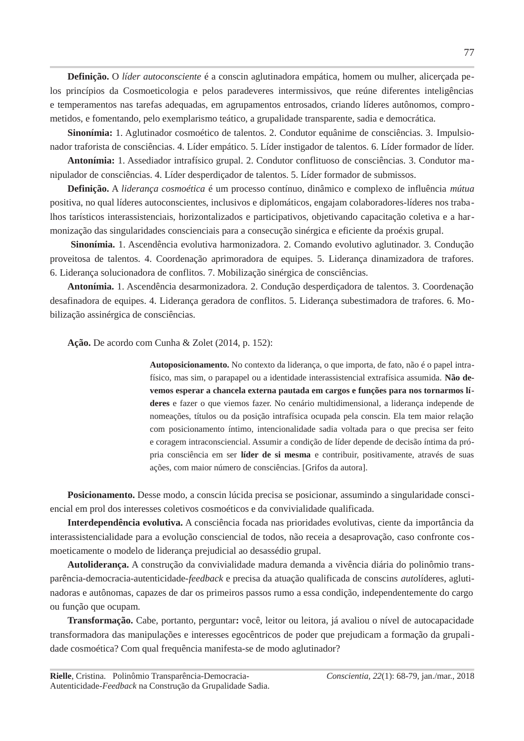**Definição.** O *líder autoconsciente* é a conscin aglutinadora empática, homem ou mulher, alicerçada pelos princípios da Cosmoeticologia e pelos paradeveres intermissivos, que reúne diferentes inteligências e temperamentos nas tarefas adequadas, em agrupamentos entrosados, criando líderes autônomos, comprometidos, e fomentando, pelo exemplarismo teático, a grupalidade transparente, sadia e democrática.

**Sinonímia:** 1. Aglutinador cosmoético de talentos. 2. Condutor equânime de consciências. 3. Impulsionador traforista de consciências. 4. Líder empático. 5. Líder instigador de talentos. 6. Líder formador de líder.

**Antonímia:** 1. Assediador intrafísico grupal. 2. Condutor conflituoso de consciências. 3. Condutor manipulador de consciências. 4. Líder desperdiçador de talentos. 5. Líder formador de submissos.

**Definição.** A *liderança cosmoética* é um processo contínuo, dinâmico e complexo de influência *mútua* positiva, no qual líderes autoconscientes, inclusivos e diplomáticos, engajam colaboradores-líderes nos trabalhos tarísticos interassistenciais, horizontalizados e participativos, objetivando capacitação coletiva e a harmonização das singularidades conscienciais para a consecução sinérgica e eficiente da proéxis grupal.

**Sinonímia.** 1. Ascendência evolutiva harmonizadora. 2. Comando evolutivo aglutinador. 3. Condução proveitosa de talentos. 4. Coordenação aprimoradora de equipes. 5. Liderança dinamizadora de trafores. 6. Liderança solucionadora de conflitos. 7. Mobilização sinérgica de consciências.

**Antonímia.** 1. Ascendência desarmonizadora. 2. Condução desperdiçadora de talentos. 3. Coordenação desafinadora de equipes. 4. Liderança geradora de conflitos. 5. Liderança subestimadora de trafores. 6. Mobilização assinérgica de consciências.

**Ação.** De acordo com Cunha & Zolet (2014, p. 152):

> **Autoposicionamento.** No contexto da liderança, o que importa, de fato, não é o papel intrafísico, mas sim, o parapapel ou a identidade interassistencial extrafísica assumida. **Não devemos esperar a chancela externa pautada em cargos e funções para nos tornarmos líderes** e fazer o que viemos fazer. No cenário multidimensional, a liderança independe de nomeações, títulos ou da posição intrafísica ocupada pela conscin. Ela tem maior relação com posicionamento íntimo, intencionalidade sadia voltada para o que precisa ser feito e coragem intraconsciencial. Assumir a condição de líder depende de decisão íntima da própria consciência em ser **líder de si mesma** e contribuir, positivamente, através de suas ações, com maior número de consciências. [Grifos da autora].

**Posicionamento.** Desse modo, a conscin lúcida precisa se posicionar, assumindo a singularidade consciencial em prol dos interesses coletivos cosmoéticos e da convivialidade qualificada.

**Interdependência evolutiva.** A consciência focada nas prioridades evolutivas, ciente da importância da interassistencialidade para a evolução consciencial de todos, não receia a desaprovação, caso confronte cosmoeticamente o modelo de liderança prejudicial ao desassédio grupal.

**Autoliderança.** A construção da convivialidade madura demanda a vivência diária do polinômio transparência-democracia-autenticidade-*feedback* e precisa da atuação qualificada de conscins *auto*líderes, aglutinadoras e autônomas, capazes de dar os primeiros passos rumo a essa condição, independentemente do cargo ou função que ocupam.

**Transformação.** Cabe, portanto, perguntar**:** você, leitor ou leitora, já avaliou o nível de autocapacidade transformadora das manipulações e interesses egocêntricos de poder que prejudicam a formação da grupalidade cosmoética? Com qual frequência manifesta-se de modo aglutinador?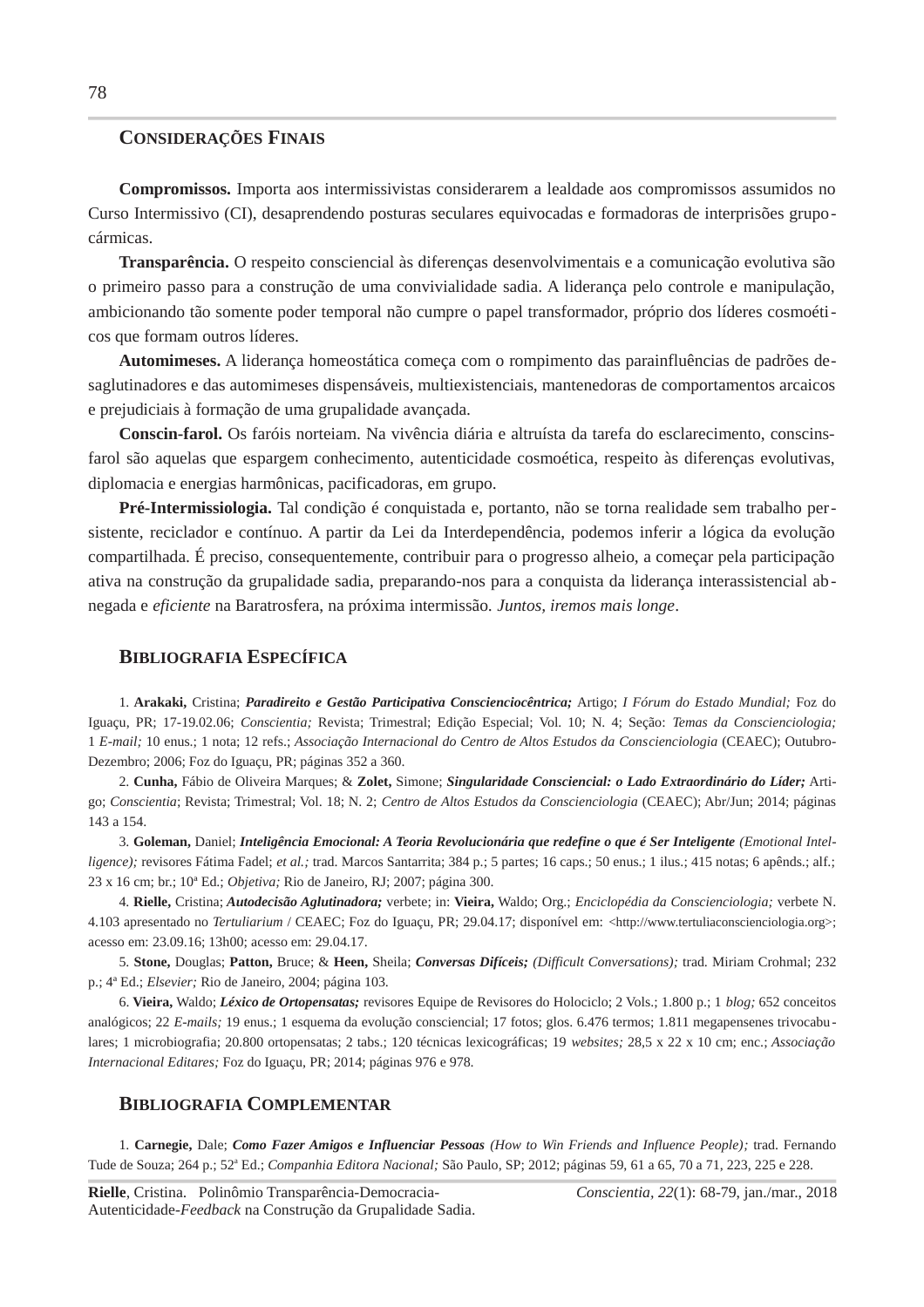## Considerações Finais

**Compromissos.** Importa aos intermissivistas considerarem a lealdade aos compromissos assumidos no Curso Intermissivo (CI), desaprendendo posturas seculares equivocadas e formadoras de interprisões grupocármicas.

**Transparência.** O respeito consciencial às diferenças desenvolvimentais e a comunicação evolutiva são o primeiro passo para a construção de uma convivialidade sadia. A liderança pelo controle e manipulação, ambicionando tão somente poder temporal não cumpre o papel transformador, próprio dos líderes cosmoéticos que formam outros líderes.

**Automimeses.** A liderança homeostática começa com o rompimento das parainfluências de padrões desaglutinadores e das automimeses dispensáveis, multiexistenciais, mantenedoras de comportamentos arcaicos e prejudiciais à formação de uma grupalidade avançada.

**Conscin-farol.** Os faróis norteiam. Na vivência diária e altruísta da tarefa do esclarecimento, conscins-farol são aquelas que espargem conhecimento, autenticidade cosmoética, respeito às diferenças evolutivas, diplomacia e energias harmônicas, pacificadoras, em grupo.

**Pré-Intermissiologia.** Tal condição é conquistada e, portanto, não se torna realidade sem trabalho persistente, reciclador e contínuo. A partir da Lei da Interdependência, podemos inferir a lógica da evolução compartilhada. É preciso, consequentemente, contribuir para o progresso alheio, a começar pela participação ativa na construção da grupalidade sadia, preparando-nos para a conquista da liderança interassistencial abnegada e *eficiente* na Baratrosfera, na próxima intermissão. *Juntos, iremos mais longe*.

## Bibliografia Específica

1. **Arakaki,** Cristina; ***Paradireito e Gestão Participativa Conscienciocêntrica;*** Artigo; *I Fórum do Estado Mundial;* Foz do Iguaçu, PR; 17-19.02.06; *Conscientia;* Revista; Trimestral; Edição Especial; Vol. 10; N. 4; Seção: *Temas da Conscienciologia;* 1 *E-mail;* 10 enus.; 1 nota; 12 refs.; *Associação Internacional do Centro de Altos Estudos da Conscienciologia* (CEAEC); Outubro-Dezembro; 2006; Foz do Iguaçu, PR; páginas 352 a 360.

2. **Cunha,** Fábio de Oliveira Marques; & **Zolet,** Simone; ***Singularidade Consciencial: o Lado Extraordinário do Líder;*** Artigo; *Conscientia*; Revista; Trimestral; Vol. 18; N. 2; *Centro de Altos Estudos da Conscienciologia* (CEAEC); Abr/Jun; 2014; páginas 143 a 154.

3. **Goleman,** Daniel; ***Inteligência Emocional: A Teoria Revolucionária que redefine o que é Ser Inteligente*** *(Emotional Intelligence);* revisores Fátima Fadel; *et al.;* trad. Marcos Santarrita; 384 p.; 5 partes; 16 caps.; 50 enus.; 1 ilus.; 415 notas; 6 apênds.; alf.; 23 x 16 cm; br.; 10ª Ed.; *Objetiva;* Rio de Janeiro, RJ; 2007; página 300.

4. **Rielle,** Cristina; ***Autodecisão Aglutinadora;*** verbete; in: **Vieira,** Waldo; Org.; *Enciclopédia da Conscienciologia;* verbete N. 4.103 apresentado no *Tertuliarium* / CEAEC; Foz do Iguaçu, PR; 29.04.17; disponível em: <http://www.tertuliaconscienciologia.org>; acesso em: 23.09.16; 13h00; acesso em: 29.04.17.

5. **Stone,** Douglas; **Patton,** Bruce; & **Heen,** Sheila; ***Conversas Difíceis;*** *(Difficult Conversations);* trad. Miriam Crohmal; 232 p.; 4ª Ed.; *Elsevier;* Rio de Janeiro, 2004; página 103.

6. **Vieira,** Waldo; ***Léxico de Ortopensatas;*** revisores Equipe de Revisores do Holociclo; 2 Vols.; 1.800 p.; 1 *blog;* 652 conceitos analógicos; 22 *E-mails;* 19 enus.; 1 esquema da evolução consciencial; 17 fotos; glos. 6.476 termos; 1.811 megapensenes trivocabulares; 1 microbiografia; 20.800 ortopensatas; 2 tabs.; 120 técnicas lexicográficas; 19 *websites;* 28,5 x 22 x 10 cm; enc.; *Associação Internacional Editares;* Foz do Iguaçu, PR; 2014; páginas 976 e 978.

## Bibliografia Complementar

1. **Carnegie,** Dale; ***Como Fazer Amigos e Influenciar Pessoas*** *(How to Win Friends and Influence People);* trad. Fernando Tude de Souza; 264 p.; 52ª Ed.; *Companhia Editora Nacional;* São Paulo, SP; 2012; páginas 59, 61 a 65, 70 a 71, 223, 225 e 228.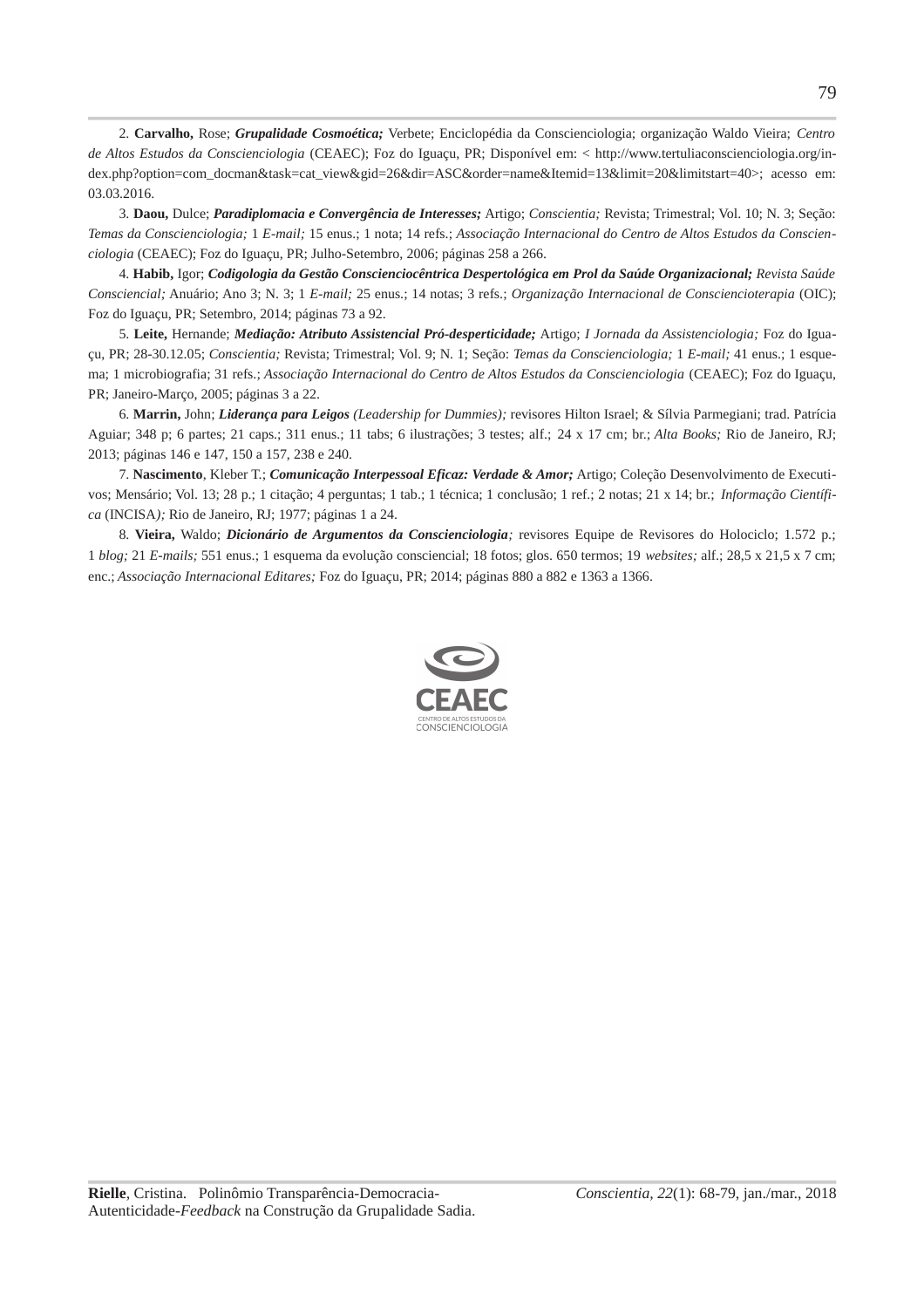2. **Carvalho,** Rose; ***Grupalidade Cosmoética;*** Verbete; Enciclopédia da Conscienciologia; organização Waldo Vieira; *Centro de Altos Estudos da Conscienciologia* (CEAEC); Foz do Iguaçu, PR; Disponível em: < http://www.tertuliaconscienciologia.org/index.php?option=com_docman&task=cat_view&gid=26&dir=ASC&order=name&Itemid=13&limit=20&limitstart=40>; acesso em: 03.03.2016.

3. **Daou,** Dulce; ***Paradiplomacia e Convergência de Interesses;*** Artigo; *Conscientia;* Revista; Trimestral; Vol. 10; N. 3; Seção: *Temas da Conscienciologia;* 1 *E-mail;* 15 enus.; 1 nota; 14 refs.; *Associação Internacional do Centro de Altos Estudos da Conscienciologia* (CEAEC); Foz do Iguaçu, PR; Julho-Setembro, 2006; páginas 258 a 266.

4. **Habib,** Igor; ***Codigologia da Gestão Conscienciocêntrica Despertológica em Prol da Saúde Organizacional;*** *Revista Saúde Consciencial;* Anuário; Ano 3; N. 3; 1 *E-mail;* 25 enus.; 14 notas; 3 refs.; *Organização Internacional de Conscienciotera­pia* (OIC); Foz do Iguaçu, PR; Setembro, 2014; páginas 73 a 92.

5. **Leite,** Hernande; ***Mediação: Atributo Assistencial Pró-desperticidade;*** Artigo; *I Jornada da Assistenciologia;* Foz do Iguaçu, PR; 28-30.12.05; *Conscientia;* Revista; Trimestral; Vol. 9; N. 1; Seção: *Temas da Conscienciologia;* 1 *E-mail;* 41 enus.; 1 esquema; 1 microbiografia; 31 refs.; *Associação Internacional do Centro de Altos Estudos da Conscienciologia* (CEAEC); Foz do Iguaçu, PR; Janeiro-Março, 2005; páginas 3 a 22.

6. **Marrin,** John; ***Liderança para Leigos*** *(Leadership for Dummies);* revisores Hilton Israel; & Sílvia Parmegiani; trad. Patrícia Aguiar; 348 p; 6 partes; 21 caps.; 311 enus.; 11 tabs; 6 ilustrações; 3 testes; alf.; 24 x 17 cm; br.; *Alta Books;* Rio de Janeiro, RJ; 2013; páginas 146 e 147, 150 a 157, 238 e 240.

7. **Nascimento**, Kleber T.; ***Comunicação Interpessoal Eficaz: Verdade & Amor;*** Artigo; Coleção Desenvolvimento de Executivos; Mensário; Vol. 13; 28 p.; 1 citação; 4 perguntas; 1 tab.; 1 técnica; 1 conclusão; 1 ref.; 2 notas; 21 x 14; br.; *Informação Científica* (INCISA*);* Rio de Janeiro, RJ; 1977; páginas 1 a 24.

8. **Vieira,** Waldo; ***Dicionário de Argumentos da Conscienciologia****;* revisores Equipe de Revisores do Holociclo; 1.572 p.; 1 *blog;* 21 *E-mails;* 551 enus.; 1 esquema da evolução consciencial; 18 fotos; glos. 650 termos; 19 *websites;* alf.; 28,5 x 21,5 x 7 cm; enc.; *Associação Internacional Editares;* Foz do Iguaçu, PR; 2014; páginas 880 a 882 e 1363 a 1366.

CEAEC
CENTRO DE ALTOS ESTUDOS DA CONSCIENCIOLOGIA